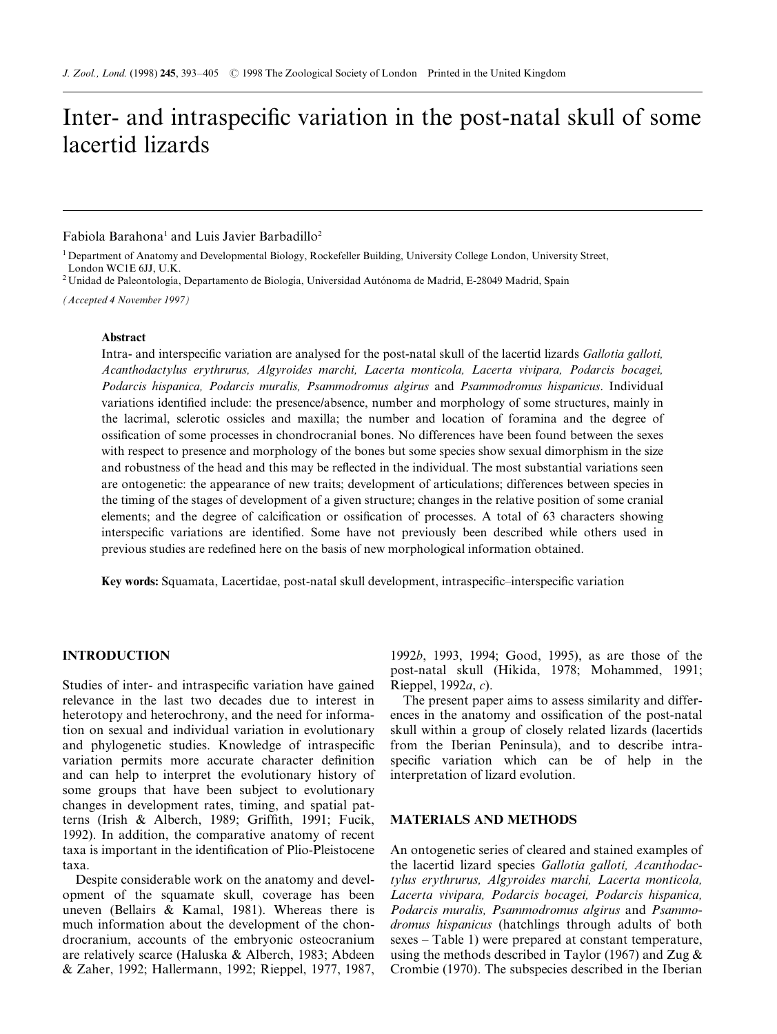# Inter- and intraspecific variation in the post-natal skull of some lacertid lizards

Fabiola Barahona[1] and Luis Javier Barbadillo[2]

[1] Department of Anatomy and Developmental Biology, Rockefeller Building, University College London, University Street, London WC1E 6JJ, U.K.

[2] Unidad de Paleontología, Departamento de Biología, Universidad Autónoma de Madrid, E-28049 Madrid, Spain

*(Accepted 4 November 1997)*

### Abstract

Intra- and interspecific variation are analysed for the post-natal skull of the lacertid lizards *Gallotia galloti, Acanthodactylus erythrurus, Algyroides marchi, Lacerta monticola, Lacerta vivipara, Podarcis bocagei, Podarcis hispanica, Podarcis muralis, Psammodromus algirus* and *Psammodromus hispanicus*. Individual variations identified include: the presence/absence, number and morphology of some structures, mainly in the lacrimal, sclerotic ossicles and maxilla; the number and location of foramina and the degree of ossification of some processes in chondrocranial bones. No differences have been found between the sexes with respect to presence and morphology of the bones but some species show sexual dimorphism in the size and robustness of the head and this may be reflected in the individual. The most substantial variations seen are ontogenetic: the appearance of new traits; development of articulations; differences between species in the timing of the stages of development of a given structure; changes in the relative position of some cranial elements; and the degree of calcification or ossification of processes. A total of 63 characters showing interspecific variations are identified. Some have not previously been described while others used in previous studies are redefined here on the basis of new morphological information obtained.

**Key words:** Squamata, Lacertidae, post-natal skull development, intraspecific–interspecific variation

## INTRODUCTION

Studies of inter- and intraspecific variation have gained relevance in the last two decades due to interest in heterotopy and heterochrony, and the need for information on sexual and individual variation in evolutionary and phylogenetic studies. Knowledge of intraspecific variation permits more accurate character definition and can help to interpret the evolutionary history of some groups that have been subject to evolutionary changes in development rates, timing, and spatial patterns (Irish & Alberch, 1989; Griffith, 1991; Fucik, 1992). In addition, the comparative anatomy of recent taxa is important in the identification of Plio-Pleistocene taxa.

Despite considerable work on the anatomy and development of the squamate skull, coverage has been uneven (Bellairs & Kamal, 1981). Whereas there is much information about the development of the chondrocranium, accounts of the embryonic osteocranium are relatively scarce (Haluska & Alberch, 1983; Abdeen & Zaher, 1992; Hallermann, 1992; Rieppel, 1977, 1987, 1992*b*, 1993, 1994; Good, 1995), as are those of the post-natal skull (Hikida, 1978; Mohammed, 1991; Rieppel, 1992*a*, *c*).

The present paper aims to assess similarity and differences in the anatomy and ossification of the post-natal skull within a group of closely related lizards (lacertids from the Iberian Peninsula), and to describe intraspecific variation which can be of help in the interpretation of lizard evolution.

## MATERIALS AND METHODS

An ontogenetic series of cleared and stained examples of the lacertid lizard species *Gallotia galloti, Acanthodactylus erythrurus, Algyroides marchi, Lacerta monticola, Lacerta vivipara, Podarcis bocagei, Podarcis hispanica, Podarcis muralis, Psammodromus algirus* and *Psammodromus hispanicus* (hatchlings through adults of both sexes – Table 1) were prepared at constant temperature, using the methods described in Taylor (1967) and Zug & Crombie (1970). The subspecies described in the Iberian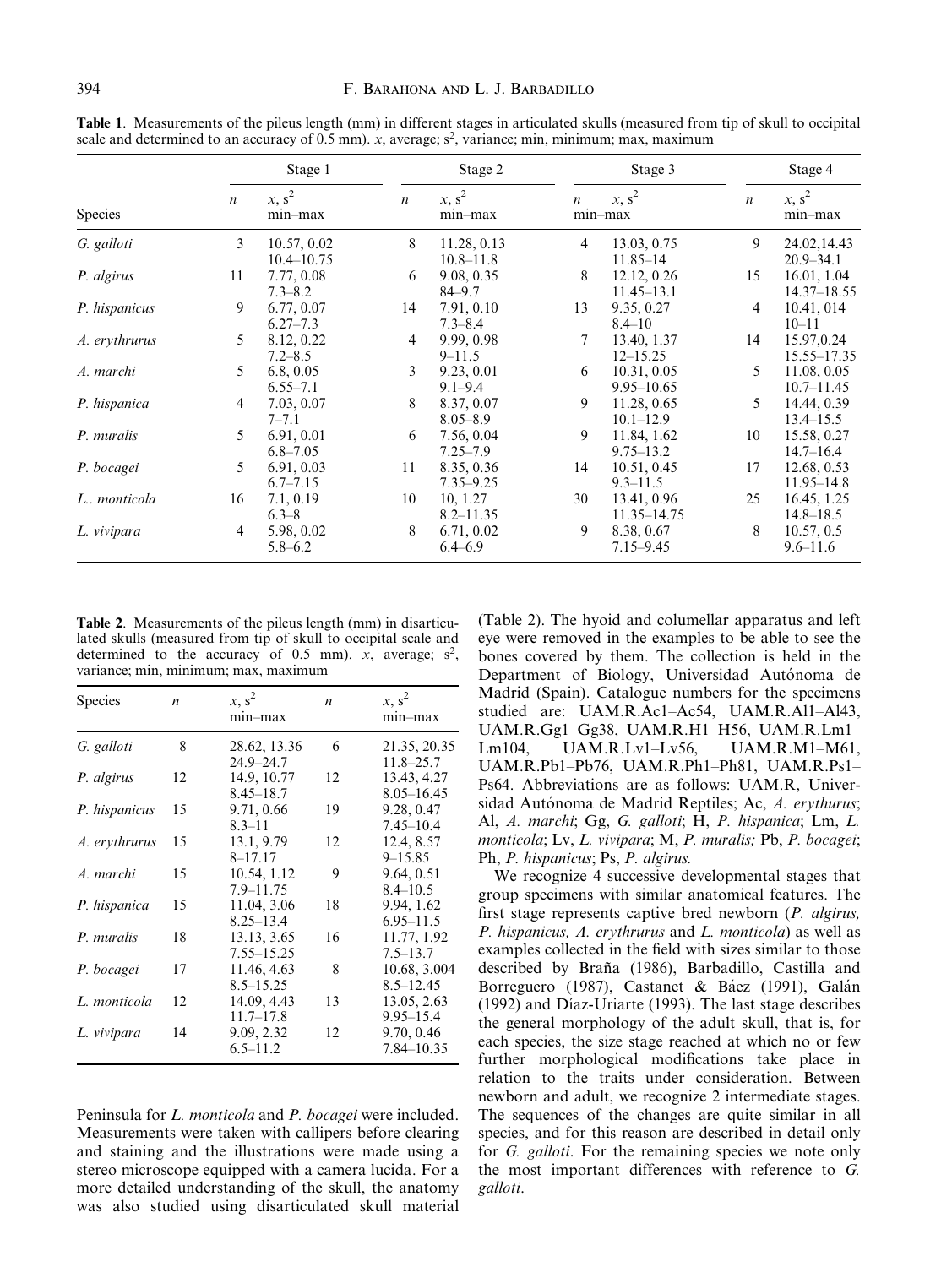**Table 1**. Measurements of the pileus length (mm) in different stages in articulated skulls (measured from tip of skull to occipital scale and determined to an accuracy of 0.5 mm). *x*, average; $s^2$, variance; min, minimum; max, maximum

| | Stage 1 | | Stage 2 | | Stage 3 | | Stage 4 | |
|---|---|---|---|---|---|---|---|---|
| Species | *n* | *x*, $s^2$ min–max | *n* | *x*, $s^2$ min–max | *n* | *x*, $s^2$ min–max | *n* | *x*, $s^2$ min–max |
| *G. galloti* | 3 | 10.57, 0.02 10.4–10.75 | 8 | 11.28, 0.13 10.8–11.8 | 4 | 13.03, 0.75 11.85–14 | 9 | 24.02,14.43 20.9–34.1 |
| *P. algirus* | 11 | 7.77, 0.08 7.3–8.2 | 6 | 9.08, 0.35 84–9.7 | 8 | 12.12, 0.26 11.45–13.1 | 15 | 16.01, 1.04 14.37–18.55 |
| *P. hispanicus* | 9 | 6.77, 0.07 6.27–7.3 | 14 | 7.91, 0.10 7.3–8.4 | 13 | 9.35, 0.27 8.4–10 | 4 | 10.41, 014 10–11 |
| *A. erythrurus* | 5 | 8.12, 0.22 7.2–8.5 | 4 | 9.99, 0.98 9–11.5 | 7 | 13.40, 1.37 12–15.25 | 14 | 15.97,0.24 15.55–17.35 |
| *A. marchi* | 5 | 6.8, 0.05 6.55–7.1 | 3 | 9.23, 0.01 9.1–9.4 | 6 | 10.31, 0.05 9.95–10.65 | 5 | 11.08, 0.05 10.7–11.45 |
| *P. hispanica* | 4 | 7.03, 0.07 7–7.1 | 8 | 8.37, 0.07 8.05–8.9 | 9 | 11.28, 0.65 10.1–12.9 | 5 | 14.44, 0.39 13.4–15.5 |
| *P. muralis* | 5 | 6.91, 0.01 6.8–7.05 | 6 | 7.56, 0.04 7.25–7.9 | 9 | 11.84, 1.62 9.75–13.2 | 10 | 15.58, 0.27 14.7–16.4 |
| *P. bocagei* | 5 | 6.91, 0.03 6.7–7.15 | 11 | 8.35, 0.36 7.35–9.25 | 14 | 10.51, 0.45 9.3–11.5 | 17 | 12.68, 0.53 11.95–14.8 |
| *L.. monticola* | 16 | 7.1, 0.19 6.3–8 | 10 | 10, 1.27 8.2–11.35 | 30 | 13.41, 0.96 11.35–14.75 | 25 | 16.45, 1.25 14.8–18.5 |
| *L. vivipara* | 4 | 5.98, 0.02 5.8–6.2 | 8 | 6.71, 0.02 6.4–6.9 | 9 | 8.38, 0.67 7.15–9.45 | 8 | 10.57, 0.5 9.6–11.6 |

**Table 2**. Measurements of the pileus length (mm) in disarticulated skulls (measured from tip of skull to occipital scale and determined to the accuracy of 0.5 mm). *x*, average; $s^2$, variance; min, minimum; max, maximum

| Species | *n* | *x*, $s^2$ min–max | *n* | *x*, $s^2$ min–max |
|---|---|---|---|---|
| *G. galloti* | 8 | 28.62, 13.36 24.9–24.7 | 6 | 21.35, 20.35 11.8–25.7 |
| *P. algirus* | 12 | 14.9, 10.77 8.45–18.7 | 12 | 13.43, 4.27 8.05–16.45 |
| *P. hispanicus* | 15 | 9.71, 0.66 8.3–11 | 19 | 9.28, 0.47 7.45–10.4 |
| *A. erythrurus* | 15 | 13.1, 9.79 8–17.17 | 12 | 12.4, 8.57 9–15.85 |
| *A. marchi* | 15 | 10.54, 1.12 7.9–11.75 | 9 | 9.64, 0.51 8.4–10.5 |
| *P. hispanica* | 15 | 11.04, 3.06 8.25–13.4 | 18 | 9.94, 1.62 6.95–11.5 |
| *P. muralis* | 18 | 13.13, 3.65 7.55–15.25 | 16 | 11.77, 1.92 7.5–13.7 |
| *P. bocagei* | 17 | 11.46, 4.63 8.5–15.25 | 8 | 10.68, 3.004 8.5–12.45 |
| *L. monticola* | 12 | 14.09, 4.43 11.7–17.8 | 13 | 13.05, 2.63 9.95–15.4 |
| *L. vivipara* | 14 | 9.09, 2.32 6.5–11.2 | 12 | 9.70, 0.46 7.84–10.35 |

Peninsula for *L. monticola* and *P. bocagei* were included. Measurements were taken with callipers before clearing and staining and the illustrations were made using a stereo microscope equipped with a camera lucida. For a more detailed understanding of the skull, the anatomy was also studied using disarticulated skull material (Table 2). The hyoid and columellar apparatus and left eye were removed in the examples to be able to see the bones covered by them. The collection is held in the Department of Biology, Universidad Autónoma de Madrid (Spain). Catalogue numbers for the specimens studied are: UAM.R.Ac1–Ac54, UAM.R.Al1–Al43, UAM.R.Gg1–Gg38, UAM.R.H1–H56, UAM.R.Lm1–Lm104, UAM.R.Lv1–Lv56, UAM.R.M1–M61, UAM.R.Pb1–Pb76, UAM.R.Ph1–Ph81, UAM.R.Ps1–Ps64. Abbreviations are as follows: UAM.R, Universidad Autónoma de Madrid Reptiles; Ac, *A. erythurus*; Al, *A. marchi*; Gg, *G. galloti*; H, *P. hispanica*; Lm, *L. monticola*; Lv, *L. vivipara*; M, *P. muralis;* Pb, *P. bocagei*; Ph, *P. hispanicus*; Ps, *P. algirus.*

We recognize 4 successive developmental stages that group specimens with similar anatomical features. The first stage represents captive bred newborn (*P. algirus, P. hispanicus, A. erythrurus* and *L. monticola*) as well as examples collected in the field with sizes similar to those described by Braña (1986), Barbadillo, Castilla and Borreguero (1987), Castanet & Báez (1991), Galán (1992) and Díaz-Uriarte (1993). The last stage describes the general morphology of the adult skull, that is, for each species, the size stage reached at which no or few further morphological modifications take place in relation to the traits under consideration. Between newborn and adult, we recognize 2 intermediate stages. The sequences of the changes are quite similar in all species, and for this reason are described in detail only for *G. galloti*. For the remaining species we note only the most important differences with reference to *G. galloti*.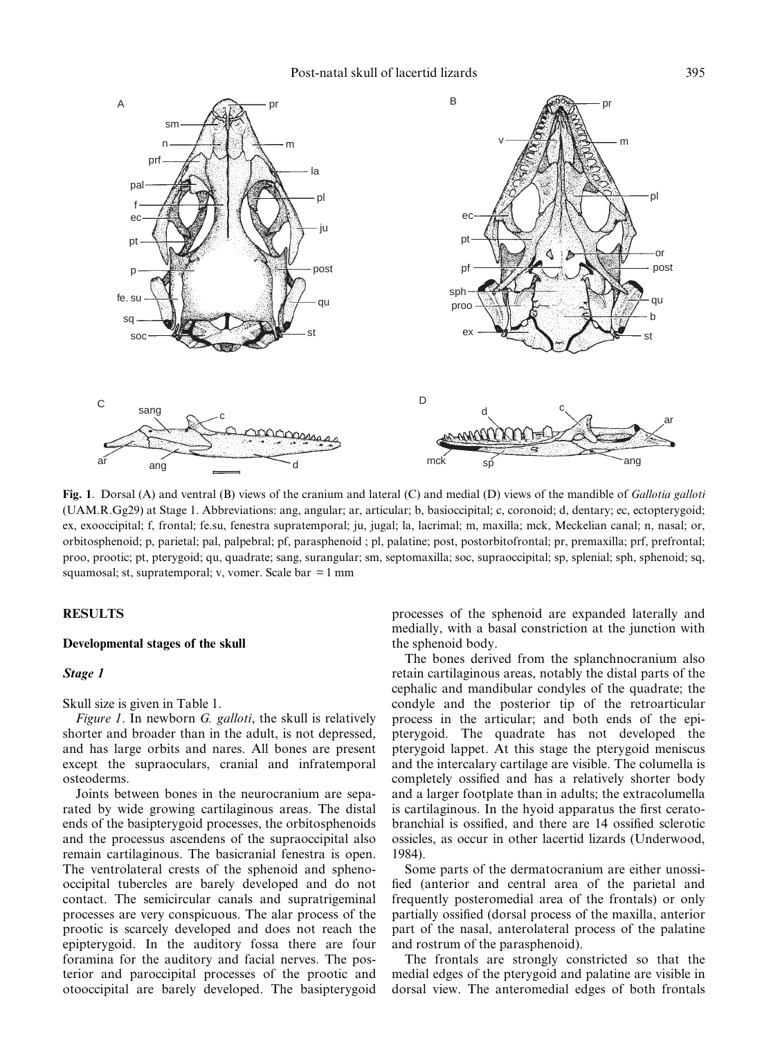**Fig. 1**. Dorsal (A) and ventral (B) views of the cranium and lateral (C) and medial (D) views of the mandible of *Gallotia galloti* (UAM.R.Gg29) at Stage 1. Abbreviations: ang, angular; ar, articular; b, basioccipital; c, coronoid; d, dentary; ec, ectopterygoid; ex, exooccipital; f, frontal; fe.su, fenestra supratemporal; ju, jugal; la, lacrimal; m, maxilla; mck, Meckelian canal; n, nasal; or, orbitosphenoid; p, parietal; pal, palpebral; pf, parasphenoid ; pl, palatine; post, postorbitofrontal; pr, premaxilla; prf, prefrontal; proo, prootic; pt, pterygoid; qu, quadrate; sang, surangular; sm, septomaxilla; soc, supraoccipital; sp, splenial; sph, sphenoid; sq, squamosal; st, supratemporal; v, vomer. Scale bar = 1 mm

## RESULTS

### Developmental stages of the skull

#### *Stage 1*

Skull size is given in Table 1.

*Figure 1*. In newborn *G. galloti*, the skull is relatively shorter and broader than in the adult, is not depressed, and has large orbits and nares. All bones are present except the supraoculars, cranial and infratemporal osteoderms.

Joints between bones in the neurocranium are separated by wide growing cartilaginous areas. The distal ends of the basipterygoid processes, the orbitosphenoids and the processus ascendens of the supraoccipital also remain cartilaginous. The basicranial fenestra is open. The ventrolateral crests of the sphenoid and spheno-occipital tubercles are barely developed and do not contact. The semicircular canals and supratrigeminal processes are very conspicuous. The alar process of the prootic is scarcely developed and does not reach the epipterygoid. In the auditory fossa there are four foramina for the auditory and facial nerves. The posterior and paroccipital processes of the prootic and otooccipital are barely developed. The basipterygoid processes of the sphenoid are expanded laterally and medially, with a basal constriction at the junction with the sphenoid body.

The bones derived from the splanchnocranium also retain cartilaginous areas, notably the distal parts of the cephalic and mandibular condyles of the quadrate; the condyle and the posterior tip of the retroarticular process in the articular; and both ends of the epipterygoid. The quadrate has not developed the pterygoid lappet. At this stage the pterygoid meniscus and the intercalary cartilage are visible. The columella is completely ossified and has a relatively shorter body and a larger footplate than in adults; the extracolumella is cartilaginous. In the hyoid apparatus the first ceratobranchial is ossified, and there are 14 ossified sclerotic ossicles, as occur in other lacertid lizards (Underwood, 1984).

Some parts of the dermatocranium are either unossified (anterior and central area of the parietal and frequently posteromedial area of the frontals) or only partially ossified (dorsal process of the maxilla, anterior part of the nasal, anterolateral process of the palatine and rostrum of the parasphenoid).

The frontals are strongly constricted so that the medial edges of the pterygoid and palatine are visible in dorsal view. The anteromedial edges of both frontals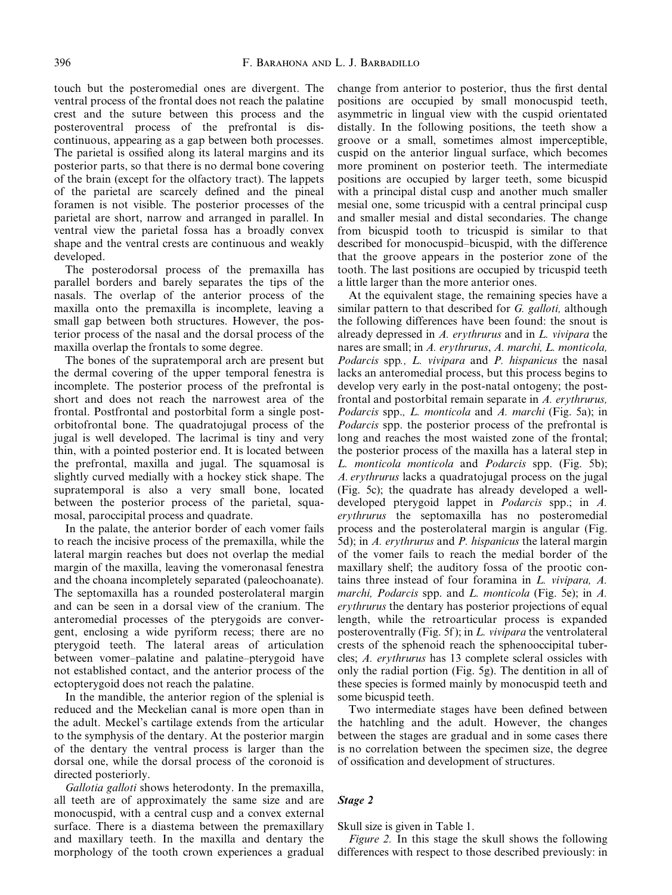touch but the posteromedial ones are divergent. The ventral process of the frontal does not reach the palatine crest and the suture between this process and the posteroventral process of the prefrontal is discontinuous, appearing as a gap between both processes. The parietal is ossified along its lateral margins and its posterior parts, so that there is no dermal bone covering of the brain (except for the olfactory tract). The lappets of the parietal are scarcely defined and the pineal foramen is not visible. The posterior processes of the parietal are short, narrow and arranged in parallel. In ventral view the parietal fossa has a broadly convex shape and the ventral crests are continuous and weakly developed.

The posterodorsal process of the premaxilla has parallel borders and barely separates the tips of the nasals. The overlap of the anterior process of the maxilla onto the premaxilla is incomplete, leaving a small gap between both structures. However, the posterior process of the nasal and the dorsal process of the maxilla overlap the frontals to some degree.

The bones of the supratemporal arch are present but the dermal covering of the upper temporal fenestra is incomplete. The posterior process of the prefrontal is short and does not reach the narrowest area of the frontal. Postfrontal and postorbital form a single postorbitofrontal bone. The quadratojugal process of the jugal is well developed. The lacrimal is tiny and very thin, with a pointed posterior end. It is located between the prefrontal, maxilla and jugal. The squamosal is slightly curved medially with a hockey stick shape. The supratemporal is also a very small bone, located between the posterior process of the parietal, squamosal, paroccipital process and quadrate.

In the palate, the anterior border of each vomer fails to reach the incisive process of the premaxilla, while the lateral margin reaches but does not overlap the medial margin of the maxilla, leaving the vomeronasal fenestra and the choana incompletely separated (paleochoanate). The septomaxilla has a rounded posterolateral margin and can be seen in a dorsal view of the cranium. The anteromedial processes of the pterygoids are convergent, enclosing a wide pyriform recess; there are no pterygoid teeth. The lateral areas of articulation between vomer–palatine and palatine–pterygoid have not established contact, and the anterior process of the ectopterygoid does not reach the palatine.

In the mandible, the anterior region of the splenial is reduced and the Meckelian canal is more open than in the adult. Meckel's cartilage extends from the articular to the symphysis of the dentary. At the posterior margin of the dentary the ventral process is larger than the dorsal one, while the dorsal process of the coronoid is directed posteriorly.

*Gallotia galloti* shows heterodonty. In the premaxilla, all teeth are of approximately the same size and are monocuspid, with a central cusp and a convex external surface. There is a diastema between the premaxillary and maxillary teeth. In the maxilla and dentary the morphology of the tooth crown experiences a gradual change from anterior to posterior, thus the first dental positions are occupied by small monocuspid teeth, asymmetric in lingual view with the cuspid orientated distally. In the following positions, the teeth show a groove or a small, sometimes almost imperceptible, cuspid on the anterior lingual surface, which becomes more prominent on posterior teeth. The intermediate positions are occupied by larger teeth, some bicuspid with a principal distal cusp and another much smaller mesial one, some tricuspid with a central principal cusp and smaller mesial and distal secondaries. The change from bicuspid tooth to tricuspid is similar to that described for monocuspid–bicuspid, with the difference that the groove appears in the posterior zone of the tooth. The last positions are occupied by tricuspid teeth a little larger than the more anterior ones.

At the equivalent stage, the remaining species have a similar pattern to that described for *G. galloti,* although the following differences have been found: the snout is already depressed in *A. erythrurus* and in *L. vivipara* the nares are small; in *A. erythrurus*, *A. marchi, L. monticola, Podarcis* spp*., L. vivipara* and *P. hispanicus* the nasal lacks an anteromedial process, but this process begins to develop very early in the post-natal ontogeny; the postfrontal and postorbital remain separate in *A. erythrurus, Podarcis* spp*., L. monticola* and *A. marchi* (Fig. 5a); in *Podarcis* spp. the posterior process of the prefrontal is long and reaches the most waisted zone of the frontal; the posterior process of the maxilla has a lateral step in *L. monticola monticola* and *Podarcis* spp. (Fig. 5b); *A. erythrurus* lacks a quadratojugal process on the jugal (Fig. 5c); the quadrate has already developed a well-developed pterygoid lappet in *Podarcis* spp.; in *A. erythrurus* the septomaxilla has no posteromedial process and the posterolateral margin is angular (Fig. 5d); in *A. erythrurus* and *P. hispanicus* the lateral margin of the vomer fails to reach the medial border of the maxillary shelf; the auditory fossa of the prootic contains three instead of four foramina in *L. vivipara, A. marchi, Podarcis* spp. and *L. monticola* (Fig. 5e); in *A. erythrurus* the dentary has posterior projections of equal length, while the retroarticular process is expanded posteroventrally (Fig. 5f); in *L. vivipara* the ventrolateral crests of the sphenoid reach the sphenooccipital tubercles; *A. erythrurus* has 13 complete scleral ossicles with only the radial portion (Fig. 5g). The dentition in all of these species is formed mainly by monocuspid teeth and some bicuspid teeth.

Two intermediate stages have been defined between the hatchling and the adult. However, the changes between the stages are gradual and in some cases there is no correlation between the specimen size, the degree of ossification and development of structures.

### *Stage 2*

Skull size is given in Table 1.

*Figure 2.* In this stage the skull shows the following differences with respect to those described previously: in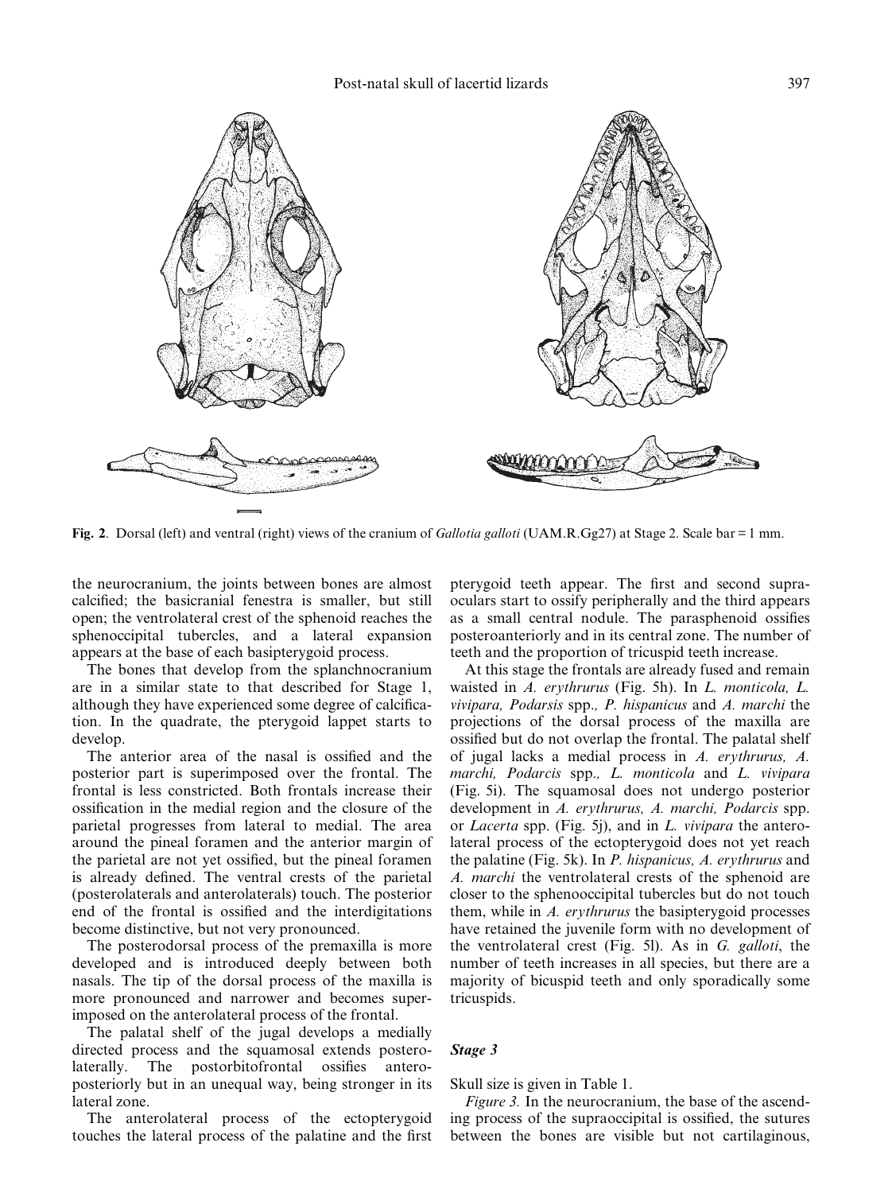**Fig. 2.** Dorsal (left) and ventral (right) views of the cranium of *Gallotia galloti* (UAM.R.Gg27) at Stage 2. Scale bar = 1 mm.

the neurocranium, the joints between bones are almost calcified; the basicranial fenestra is smaller, but still open; the ventrolateral crest of the sphenoid reaches the sphenoccipital tubercles, and a lateral expansion appears at the base of each basipterygoid process.

The bones that develop from the splanchnocranium are in a similar state to that described for Stage 1, although they have experienced some degree of calcification. In the quadrate, the pterygoid lappet starts to develop.

The anterior area of the nasal is ossified and the posterior part is superimposed over the frontal. The frontal is less constricted. Both frontals increase their ossification in the medial region and the closure of the parietal progresses from lateral to medial. The area around the pineal foramen and the anterior margin of the parietal are not yet ossified, but the pineal foramen is already defined. The ventral crests of the parietal (posterolaterals and anterolaterals) touch. The posterior end of the frontal is ossified and the interdigitations become distinctive, but not very pronounced.

The posterodorsal process of the premaxilla is more developed and is introduced deeply between both nasals. The tip of the dorsal process of the maxilla is more pronounced and narrower and becomes superimposed on the anterolateral process of the frontal.

The palatal shelf of the jugal develops a medially directed process and the squamosal extends posterolaterally. The postorbitofrontal ossifies anteroposteriorly but in an unequal way, being stronger in its lateral zone.

The anterolateral process of the ectopterygoid touches the lateral process of the palatine and the first pterygoid teeth appear. The first and second supraoculars start to ossify peripherally and the third appears as a small central nodule. The parasphenoid ossifies posteroanteriorly and in its central zone. The number of teeth and the proportion of tricuspid teeth increase.

At this stage the frontals are already fused and remain waisted in *A. erythrurus* (Fig. 5h). In *L. monticola, L. vivipara, Podarsis* spp., *P. hispanicus* and *A. marchi* the projections of the dorsal process of the maxilla are ossified but do not overlap the frontal. The palatal shelf of jugal lacks a medial process in *A. erythrurus, A. marchi, Podarcis* spp., *L. monticola* and *L. vivipara* (Fig. 5i). The squamosal does not undergo posterior development in *A. erythrurus, A. marchi, Podarcis* spp. or *Lacerta* spp. (Fig. 5j), and in *L. vivipara* the anterolateral process of the ectopterygoid does not yet reach the palatine (Fig. 5k). In *P. hispanicus, A. erythrurus* and *A. marchi* the ventrolateral crests of the sphenoid are closer to the sphenooccipital tubercles but do not touch them, while in *A. erythrurus* the basipterygoid processes have retained the juvenile form with no development of the ventrolateral crest (Fig. 5l). As in *G. galloti*, the number of teeth increases in all species, but there are a majority of bicuspid teeth and only sporadically some tricuspids.

### *Stage 3*

Skull size is given in Table 1.

*Figure 3.* In the neurocranium, the base of the ascending process of the supraoccipital is ossified, the sutures between the bones are visible but not cartilaginous,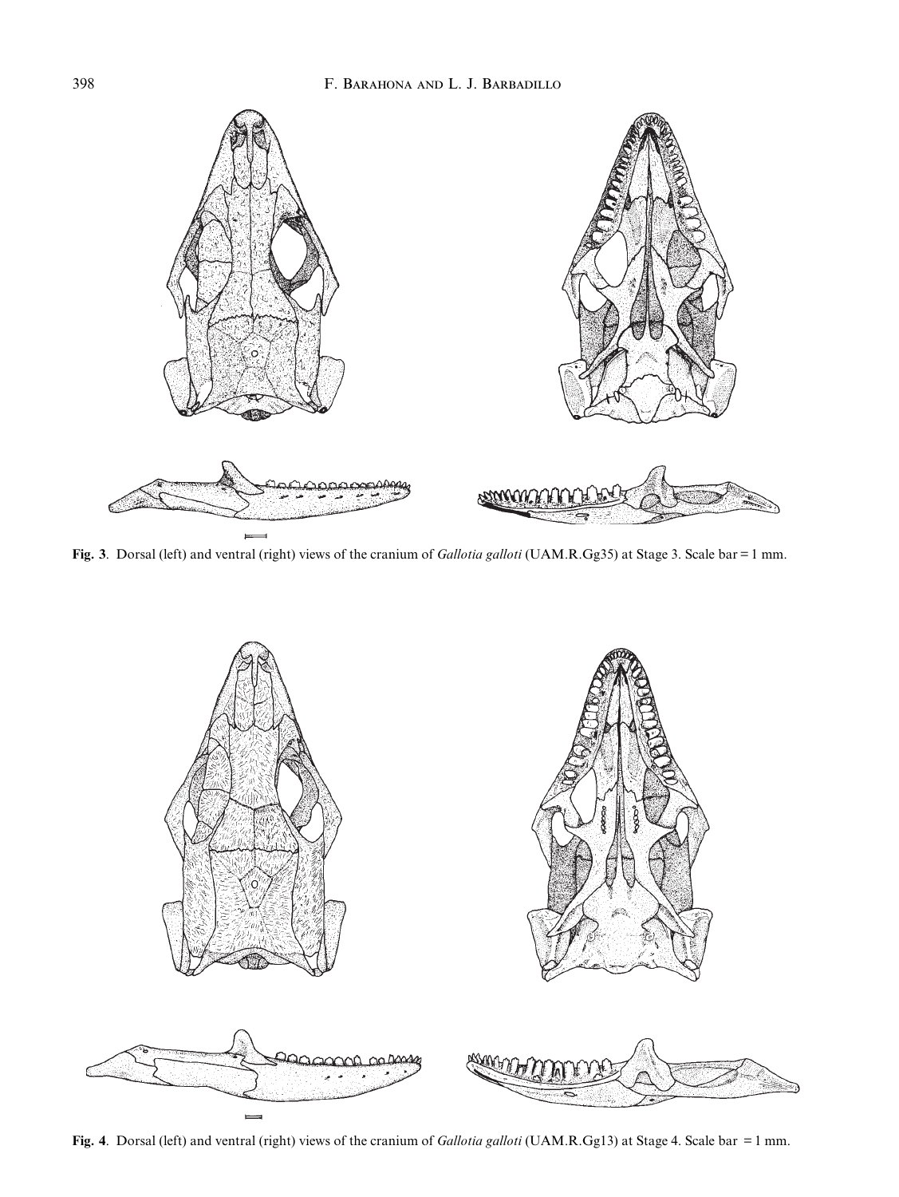**Fig. 3**. Dorsal (left) and ventral (right) views of the cranium of *Gallotia galloti* (UAM.R.Gg35) at Stage 3. Scale bar = 1 mm.

**Fig. 4**. Dorsal (left) and ventral (right) views of the cranium of *Gallotia galloti* (UAM.R.Gg13) at Stage 4. Scale bar = 1 mm.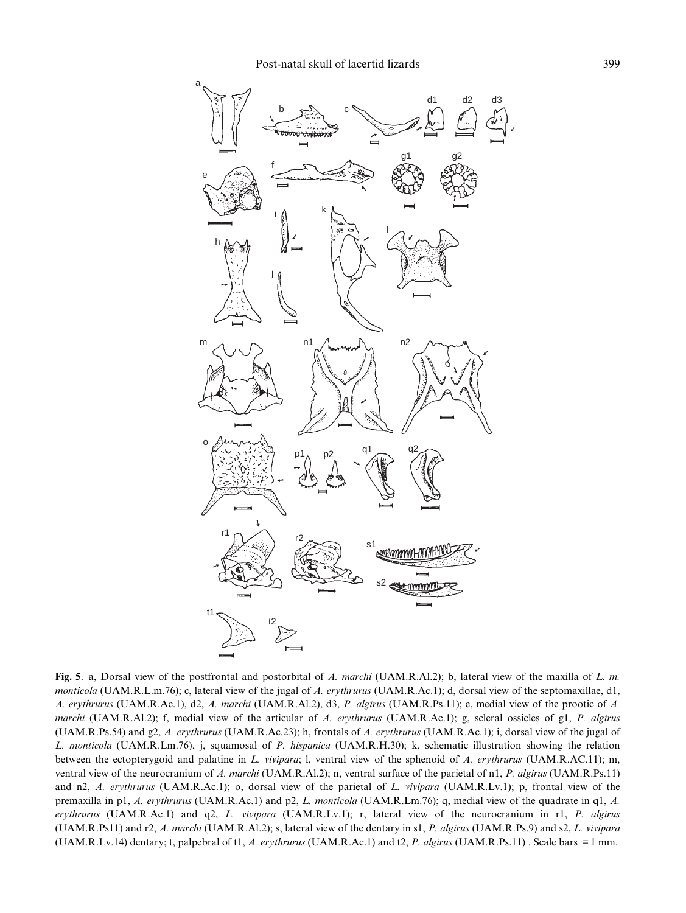**Fig. 5**. a, Dorsal view of the postfrontal and postorbital of *A. marchi* (UAM.R.Al.2); b, lateral view of the maxilla of *L. m. monticola* (UAM.R.L.m.76); c, lateral view of the jugal of *A. erythrurus* (UAM.R.Ac.1); d, dorsal view of the septomaxillae, d1, *A. erythrurus* (UAM.R.Ac.1), d2, *A. marchi* (UAM.R.Al.2), d3, *P. algirus* (UAM.R.Ps.11); e, medial view of the prootic of *A. marchi* (UAM.R.Al.2); f, medial view of the articular of *A. erythrurus* (UAM.R.Ac.1); g, scleral ossicles of g1, *P. algirus* (UAM.R.Ps.54) and g2, *A. erythrurus* (UAM.R.Ac.23); h, frontals of *A. erythrurus* (UAM.R.Ac.1); i, dorsal view of the jugal of *L. monticola* (UAM.R.Lm.76), j, squamosal of *P. hispanica* (UAM.R.H.30); k, schematic illustration showing the relation between the ectopterygoid and palatine in *L. vivipara*; l, ventral view of the sphenoid of *A. erythrurus* (UAM.R.AC.11); m, ventral view of the neurocranium of *A. marchi* (UAM.R.Al.2); n, ventral surface of the parietal of n1, *P. algirus* (UAM.R.Ps.11) and n2, *A. erythrurus* (UAM.R.Ac.1); o, dorsal view of the parietal of *L. vivipara* (UAM.R.Lv.1); p, frontal view of the premaxilla in p1, *A. erythrurus* (UAM.R.Ac.1) and p2, *L. monticola* (UAM.R.Lm.76); q, medial view of the quadrate in q1, *A. erythrurus* (UAM.R.Ac.1) and q2, *L. vivipara* (UAM.R.Lv.1); r, lateral view of the neurocranium in r1, *P. algirus* (UAM.R.Ps11) and r2, *A. marchi* (UAM.R.Al.2); s, lateral view of the dentary in s1, *P. algirus* (UAM.R.Ps.9) and s2, *L. vivipara* (UAM.R.Lv.14) dentary; t, palpebral of t1, *A. erythrurus* (UAM.R.Ac.1) and t2, *P. algirus* (UAM.R.Ps.11) . Scale bars = 1 mm.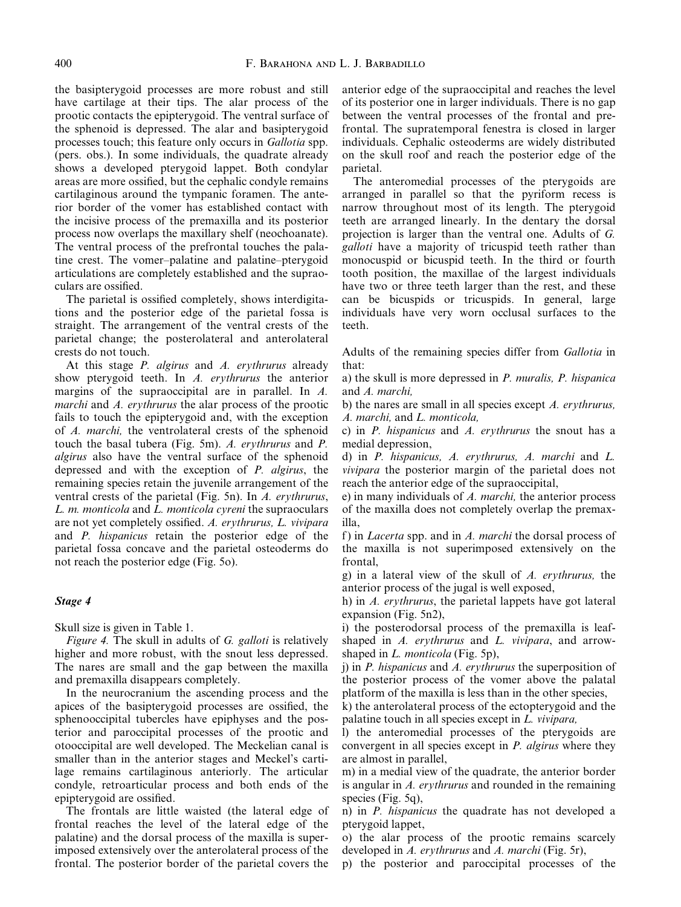the basipterygoid processes are more robust and still have cartilage at their tips. The alar process of the prootic contacts the epipterygoid. The ventral surface of the sphenoid is depressed. The alar and basipterygoid processes touch; this feature only occurs in *Gallotia* spp. (pers. obs.). In some individuals, the quadrate already shows a developed pterygoid lappet. Both condylar areas are more ossified, but the cephalic condyle remains cartilaginous around the tympanic foramen. The anterior border of the vomer has established contact with the incisive process of the premaxilla and its posterior process now overlaps the maxillary shelf (neochoanate). The ventral process of the prefrontal touches the palatine crest. The vomer–palatine and palatine–pterygoid articulations are completely established and the supraoculars are ossified.

The parietal is ossified completely, shows interdigitations and the posterior edge of the parietal fossa is straight. The arrangement of the ventral crests of the parietal change; the posterolateral and anterolateral crests do not touch.

At this stage *P. algirus* and *A. erythrurus* already show pterygoid teeth. In *A. erythrurus* the anterior margins of the supraoccipital are in parallel. In *A. marchi* and *A. erythrurus* the alar process of the prootic fails to touch the epipterygoid and, with the exception of *A. marchi,* the ventrolateral crests of the sphenoid touch the basal tubera (Fig. 5m). *A. erythrurus* and *P. algirus* also have the ventral surface of the sphenoid depressed and with the exception of *P. algirus*, the remaining species retain the juvenile arrangement of the ventral crests of the parietal (Fig. 5n). In *A. erythrurus*, *L. m. monticola* and *L. monticola cyreni* the supraoculars are not yet completely ossified. *A. erythrurus, L. vivipara* and *P. hispanicus* retain the posterior edge of the parietal fossa concave and the parietal osteoderms do not reach the posterior edge (Fig. 5o).

### *Stage 4*

Skull size is given in Table 1.

*Figure 4.* The skull in adults of *G. galloti* is relatively higher and more robust, with the snout less depressed. The nares are small and the gap between the maxilla and premaxilla disappears completely.

In the neurocranium the ascending process and the apices of the basipterygoid processes are ossified, the sphenooccipital tubercles have epiphyses and the posterior and paroccipital processes of the prootic and otooccipital are well developed. The Meckelian canal is smaller than in the anterior stages and Meckel's cartilage remains cartilaginous anteriorly. The articular condyle, retroarticular process and both ends of the epipterygoid are ossified.

The frontals are little waisted (the lateral edge of frontal reaches the level of the lateral edge of the palatine) and the dorsal process of the maxilla is superimposed extensively over the anterolateral process of the frontal. The posterior border of the parietal covers the anterior edge of the supraoccipital and reaches the level of its posterior one in larger individuals. There is no gap between the ventral processes of the frontal and prefrontal. The supratemporal fenestra is closed in larger individuals. Cephalic osteoderms are widely distributed on the skull roof and reach the posterior edge of the parietal.

The anteromedial processes of the pterygoids are arranged in parallel so that the pyriform recess is narrow throughout most of its length. The pterygoid teeth are arranged linearly. In the dentary the dorsal projection is larger than the ventral one. Adults of *G. galloti* have a majority of tricuspid teeth rather than monocuspid or bicuspid teeth. In the third or fourth tooth position, the maxillae of the largest individuals have two or three teeth larger than the rest, and these can be bicuspids or tricuspids. In general, large individuals have very worn occlusal surfaces to the teeth.

Adults of the remaining species differ from *Gallotia* in that:

a) the skull is more depressed in *P. muralis, P. hispanica* and *A. marchi,*

b) the nares are small in all species except *A. erythrurus, A. marchi,* and *L. monticola,*

c) in *P. hispanicus* and *A. erythrurus* the snout has a medial depression,

d) in *P. hispanicus, A. erythrurus, A. marchi* and *L. vivipara* the posterior margin of the parietal does not reach the anterior edge of the supraoccipital,

e) in many individuals of *A. marchi,* the anterior process of the maxilla does not completely overlap the premaxilla,

f) in *Lacerta* spp. and in *A. marchi* the dorsal process of the maxilla is not superimposed extensively on the frontal,

g) in a lateral view of the skull of *A. erythrurus,* the anterior process of the jugal is well exposed,

h) in *A. erythrurus*, the parietal lappets have got lateral expansion (Fig. 5n2),

i) the posterodorsal process of the premaxilla is leaf-shaped in *A. erythrurus* and *L. vivipara*, and arrow-shaped in *L. monticola* (Fig. 5p),

j) in *P. hispanicus* and *A. erythrurus* the superposition of the posterior process of the vomer above the palatal platform of the maxilla is less than in the other species,

k) the anterolateral process of the ectopterygoid and the palatine touch in all species except in *L. vivipara,*

l) the anteromedial processes of the pterygoids are convergent in all species except in *P. algirus* where they are almost in parallel,

m) in a medial view of the quadrate, the anterior border is angular in *A. erythrurus* and rounded in the remaining species (Fig. 5q),

n) in *P. hispanicus* the quadrate has not developed a pterygoid lappet,

o) the alar process of the prootic remains scarcely developed in *A. erythrurus* and *A. marchi* (Fig. 5r),

p) the posterior and paroccipital processes of the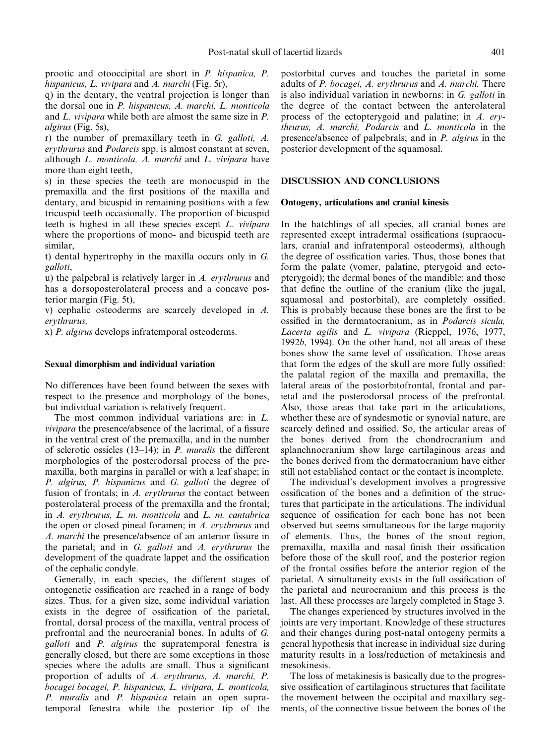prootic and otooccipital are short in *P. hispanica, P. hispanicus, L. vivipara* and *A. marchi* (Fig. 5r),

q) in the dentary, the ventral projection is longer than the dorsal one in *P. hispanicus, A. marchi, L. monticola* and *L. vivipara* while both are almost the same size in *P. algirus* (Fig. 5s),

r) the number of premaxillary teeth in *G. galloti, A. erythrurus* and *Podarcis* spp. is almost constant at seven, although *L. monticola, A. marchi* and *L. vivipara* have more than eight teeth,

s) in these species the teeth are monocuspid in the premaxilla and the first positions of the maxilla and dentary, and bicuspid in remaining positions with a few tricuspid teeth occasionally. The proportion of bicuspid teeth is highest in all these species except *L. vivipara* where the proportions of mono- and bicuspid teeth are similar,

t) dental hypertrophy in the maxilla occurs only in *G. galloti*,

u) the palpebral is relatively larger in *A. erythrurus* and has a dorsoposterolateral process and a concave posterior margin (Fig. 5t),

v) cephalic osteoderms are scarcely developed in *A. erythrurus,*

x) *P. algirus* develops infratemporal osteoderms.

### Sexual dimorphism and individual variation

No differences have been found between the sexes with respect to the presence and morphology of the bones, but individual variation is relatively frequent.

The most common individual variations are: in *L. vivipara* the presence/absence of the lacrimal, of a fissure in the ventral crest of the premaxilla, and in the number of sclerotic ossicles (13–14); in *P. muralis* the different morphologies of the posterodorsal process of the premaxilla, both margins in parallel or with a leaf shape; in *P. algirus, P. hispanicus* and *G. galloti* the degree of fusion of frontals; in *A. erythrurus* the contact between posterolateral process of the premaxilla and the frontal; in *A. erythrurus, L. m. monticola* and *L. m. cantabrica* the open or closed pineal foramen; in *A. erythrurus* and *A. marchi* the presence/absence of an anterior fissure in the parietal; and in *G. galloti* and *A. erythrurus* the development of the quadrate lappet and the ossification of the cephalic condyle.

Generally, in each species, the different stages of ontogenetic ossification are reached in a range of body sizes. Thus, for a given size, some individual variation exists in the degree of ossification of the parietal, frontal, dorsal process of the maxilla, ventral process of prefrontal and the neurocranial bones. In adults of *G. galloti* and *P. algirus* the supratemporal fenestra is generally closed, but there are some exceptions in those species where the adults are small. Thus a significant proportion of adults of *A. erythrurus, A. marchi, P. bocagei bocagei, P. hispanicus, L. vivipara, L. monticola, P. muralis* and *P. hispanica* retain an open supratemporal fenestra while the posterior tip of the postorbital curves and touches the parietal in some adults of *P. bocagei, A. erythrurus* and *A. marchi.* There is also individual variation in newborns: in *G. galloti* in the degree of the contact between the anterolateral process of the ectopterygoid and palatine; in *A. erythrurus, A. marchi, Podarcis* and *L. monticola* in the presence/absence of palpebrals; and in *P. algirus* in the posterior development of the squamosal.

## DISCUSSION AND CONCLUSIONS

### Ontogeny, articulations and cranial kinesis

In the hatchlings of all species, all cranial bones are represented except intradermal ossifications (supraoculars, cranial and infratemporal osteoderms), although the degree of ossification varies. Thus, those bones that form the palate (vomer, palatine, pterygoid and ectopterygoid); the dermal bones of the mandible; and those that define the outline of the cranium (like the jugal, squamosal and postorbital), are completely ossified. This is probably because these bones are the first to be ossified in the dermatocranium, as in *Podarcis sicula, Lacerta agilis* and *L. vivipara* (Rieppel, 1976, 1977, 1992*b*, 1994). On the other hand, not all areas of these bones show the same level of ossification. Those areas that form the edges of the skull are more fully ossified: the palatal region of the maxilla and premaxilla, the lateral areas of the postorbitofrontal, frontal and parietal and the posterodorsal process of the prefrontal. Also, those areas that take part in the articulations, whether these are of syndesmotic or synovial nature, are scarcely defined and ossified. So, the articular areas of the bones derived from the chondrocranium and splanchnocranium show large cartilaginous areas and the bones derived from the dermatocranium have either still not established contact or the contact is incomplete.

The individual's development involves a progressive ossification of the bones and a definition of the structures that participate in the articulations. The individual sequence of ossification for each bone has not been observed but seems simultaneous for the large majority of elements. Thus, the bones of the snout region, premaxilla, maxilla and nasal finish their ossification before those of the skull roof, and the posterior region of the frontal ossifies before the anterior region of the parietal. A simultaneity exists in the full ossification of the parietal and neurocranium and this process is the last. All these processes are largely completed in Stage 3.

The changes experienced by structures involved in the joints are very important. Knowledge of these structures and their changes during post-natal ontogeny permits a general hypothesis that increase in individual size during maturity results in a loss/reduction of metakinesis and mesokinesis.

The loss of metakinesis is basically due to the progressive ossification of cartilaginous structures that facilitate the movement between the occipital and maxillary segments, of the connective tissue between the bones of the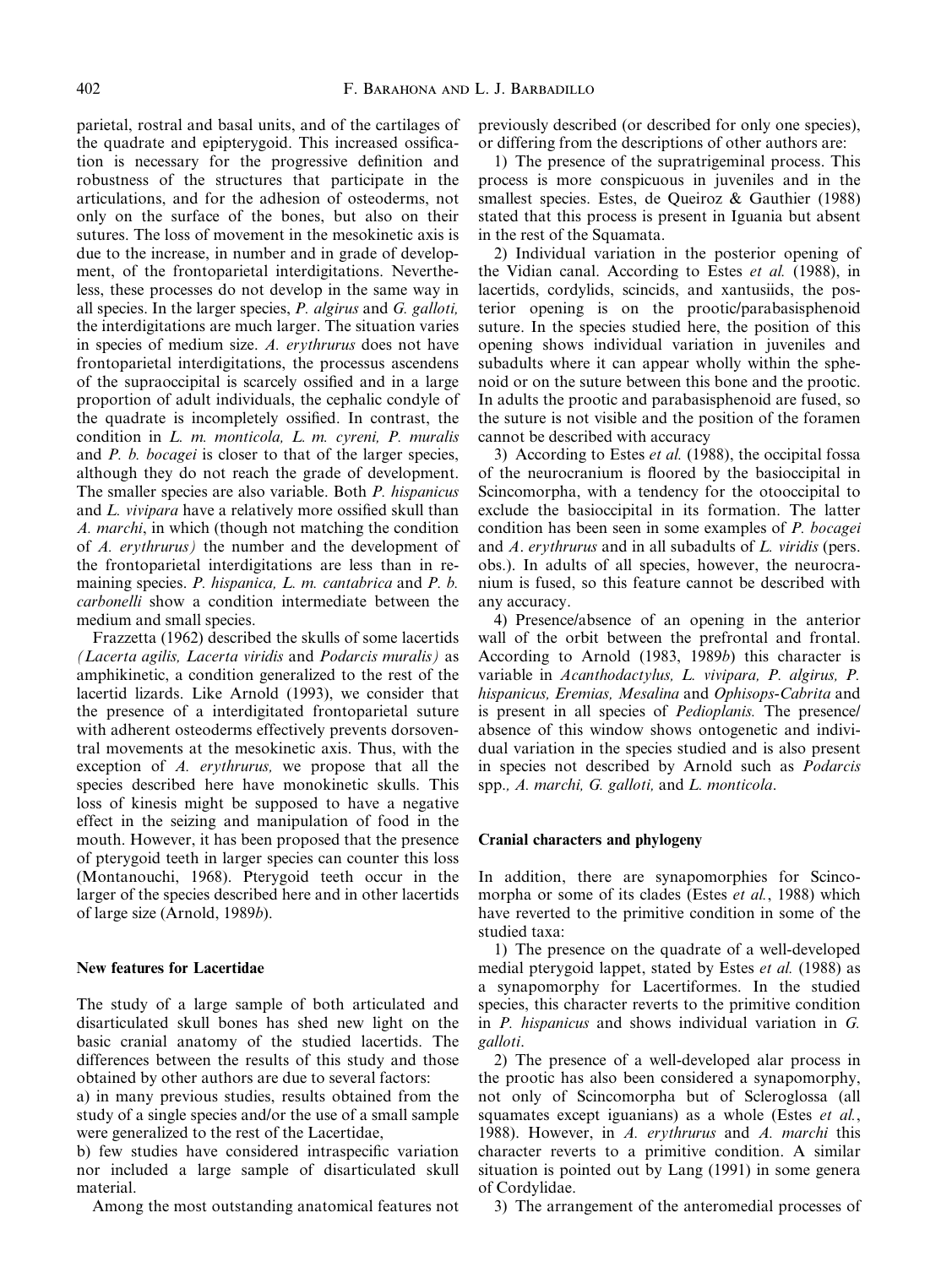parietal, rostral and basal units, and of the cartilages of the quadrate and epipterygoid. This increased ossification is necessary for the progressive definition and robustness of the structures that participate in the articulations, and for the adhesion of osteoderms, not only on the surface of the bones, but also on their sutures. The loss of movement in the mesokinetic axis is due to the increase, in number and in grade of development, of the frontoparietal interdigitations. Nevertheless, these processes do not develop in the same way in all species. In the larger species, *P. algirus* and *G. galloti,* the interdigitations are much larger. The situation varies in species of medium size. *A. erythrurus* does not have frontoparietal interdigitations, the processus ascendens of the supraoccipital is scarcely ossified and in a large proportion of adult individuals, the cephalic condyle of the quadrate is incompletely ossified. In contrast, the condition in *L. m. monticola, L. m. cyreni, P. muralis* and *P. b. bocagei* is closer to that of the larger species, although they do not reach the grade of development. The smaller species are also variable. Both *P. hispanicus* and *L. vivipara* have a relatively more ossified skull than *A. marchi*, in which (though not matching the condition of *A. erythrurus)* the number and the development of the frontoparietal interdigitations are less than in remaining species. *P. hispanica, L. m. cantabrica* and *P. b. carbonelli* show a condition intermediate between the medium and small species.

Frazzetta (1962) described the skulls of some lacertids *(Lacerta agilis, Lacerta viridis* and *Podarcis muralis)* as amphikinetic, a condition generalized to the rest of the lacertid lizards. Like Arnold (1993), we consider that the presence of a interdigitated frontoparietal suture with adherent osteoderms effectively prevents dorsoventral movements at the mesokinetic axis. Thus, with the exception of *A. erythrurus,* we propose that all the species described here have monokinetic skulls. This loss of kinesis might be supposed to have a negative effect in the seizing and manipulation of food in the mouth. However, it has been proposed that the presence of pterygoid teeth in larger species can counter this loss (Montanouchi, 1968). Pterygoid teeth occur in the larger of the species described here and in other lacertids of large size (Arnold, 1989*b*).

### New features for Lacertidae

The study of a large sample of both articulated and disarticulated skull bones has shed new light on the basic cranial anatomy of the studied lacertids. The differences between the results of this study and those obtained by other authors are due to several factors:

a) in many previous studies, results obtained from the study of a single species and/or the use of a small sample were generalized to the rest of the Lacertidae,

b) few studies have considered intraspecific variation nor included a large sample of disarticulated skull material.

Among the most outstanding anatomical features not previously described (or described for only one species), or differing from the descriptions of other authors are:

1) The presence of the supratrigeminal process. This process is more conspicuous in juveniles and in the smallest species. Estes, de Queiroz & Gauthier (1988) stated that this process is present in Iguania but absent in the rest of the Squamata.

2) Individual variation in the posterior opening of the Vidian canal. According to Estes *et al.* (1988), in lacertids, cordylids, scincids, and xantusiids, the posterior opening is on the prootic/parabasisphenoid suture. In the species studied here, the position of this opening shows individual variation in juveniles and subadults where it can appear wholly within the sphenoid or on the suture between this bone and the prootic. In adults the prootic and parabasisphenoid are fused, so the suture is not visible and the position of the foramen cannot be described with accuracy

3) According to Estes *et al.* (1988), the occipital fossa of the neurocranium is floored by the basioccipital in Scincomorpha, with a tendency for the otooccipital to exclude the basioccipital in its formation. The latter condition has been seen in some examples of *P. bocagei* and *A. erythrurus* and in all subadults of *L. viridis* (pers. obs.). In adults of all species, however, the neurocranium is fused, so this feature cannot be described with any accuracy.

4) Presence/absence of an opening in the anterior wall of the orbit between the prefrontal and frontal. According to Arnold (1983, 1989*b*) this character is variable in *Acanthodactylus, L. vivipara, P. algirus, P. hispanicus, Eremias, Mesalina* and *Ophisops-Cabrita* and is present in all species of *Pedioplanis.* The presence/absence of this window shows ontogenetic and individual variation in the species studied and is also present in species not described by Arnold such as *Podarcis* spp., *A. marchi, G. galloti,* and *L. monticola*.

### Cranial characters and phylogeny

In addition, there are synapomorphies for Scincomorpha or some of its clades (Estes *et al.*, 1988) which have reverted to the primitive condition in some of the studied taxa:

1) The presence on the quadrate of a well-developed medial pterygoid lappet, stated by Estes *et al.* (1988) as a synapomorphy for Lacertiformes. In the studied species, this character reverts to the primitive condition in *P. hispanicus* and shows individual variation in *G. galloti*.

2) The presence of a well-developed alar process in the prootic has also been considered a synapomorphy, not only of Scincomorpha but of Scleroglossa (all squamates except iguanians) as a whole (Estes *et al.*, 1988). However, in *A. erythrurus* and *A. marchi* this character reverts to a primitive condition. A similar situation is pointed out by Lang (1991) in some genera of Cordylidae.

3) The arrangement of the anteromedial processes of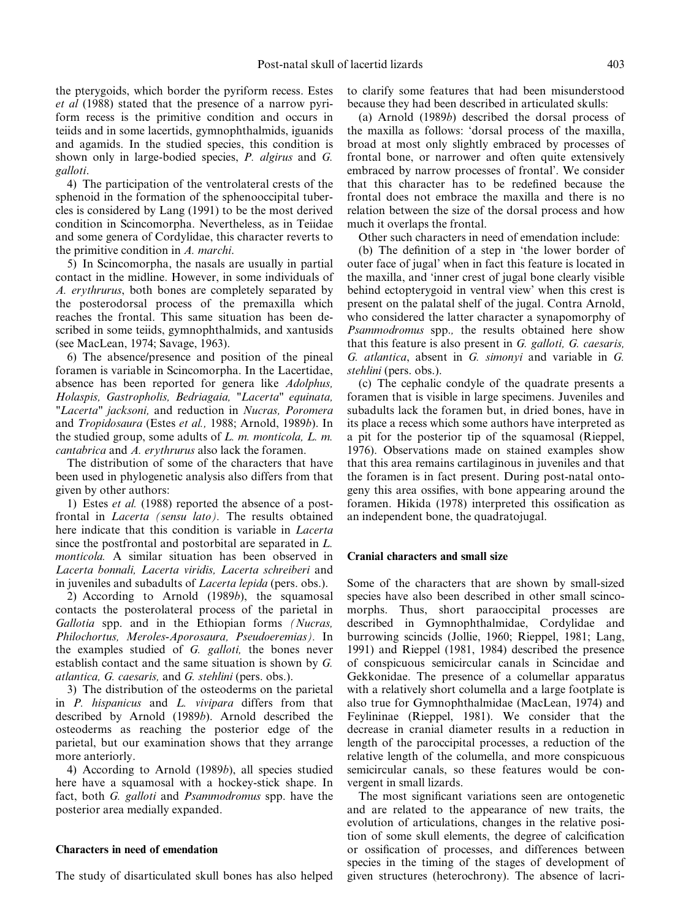the pterygoids, which border the pyriform recess. Estes *et al* (1988) stated that the presence of a narrow pyriform recess is the primitive condition and occurs in teiids and in some lacertids, gymnophthalmids, iguanids and agamids. In the studied species, this condition is shown only in large-bodied species, *P. algirus* and *G. galloti*.

4) The participation of the ventrolateral crests of the sphenoid in the formation of the sphenooccipital tubercles is considered by Lang (1991) to be the most derived condition in Scincomorpha. Nevertheless, as in Teiidae and some genera of Cordylidae, this character reverts to the primitive condition in *A. marchi*.

5) In Scincomorpha, the nasals are usually in partial contact in the midline. However, in some individuals of *A. erythrurus*, both bones are completely separated by the posterodorsal process of the premaxilla which reaches the frontal. This same situation has been described in some teiids, gymnophthalmids, and xantusids (see MacLean, 1974; Savage, 1963).

6) The absence/presence and position of the pineal foramen is variable in Scincomorpha. In the Lacertidae, absence has been reported for genera like *Adolphus, Holaspis, Gastropholis, Bedriagaia,* "*Lacerta*" *equinata,* "*Lacerta*" *jacksoni,* and reduction in *Nucras, Poromera* and *Tropidosaura* (Estes *et al.,* 1988; Arnold, 1989*b*). In the studied group, some adults of *L. m. monticola, L. m. cantabrica* and *A. erythrurus* also lack the foramen.

The distribution of some of the characters that have been used in phylogenetic analysis also differs from that given by other authors:

1) Estes *et al.* (1988) reported the absence of a postfrontal in *Lacerta (sensu lato).* The results obtained here indicate that this condition is variable in *Lacerta* since the postfrontal and postorbital are separated in *L. monticola.* A similar situation has been observed in *Lacerta bonnali, Lacerta viridis, Lacerta schreiberi* and in juveniles and subadults of *Lacerta lepida* (pers. obs.).

2) According to Arnold (1989*b*), the squamosal contacts the posterolateral process of the parietal in *Gallotia* spp. and in the Ethiopian forms *(Nucras, Philochortus, Meroles-Aporosaura, Pseudoeremias).* In the examples studied of *G. galloti,* the bones never establish contact and the same situation is shown by *G. atlantica, G. caesaris,* and *G. stehlini* (pers. obs.).

3) The distribution of the osteoderms on the parietal in *P. hispanicus* and *L. vivipara* differs from that described by Arnold (1989*b*). Arnold described the osteoderms as reaching the posterior edge of the parietal, but our examination shows that they arrange more anteriorly.

4) According to Arnold (1989*b*), all species studied here have a squamosal with a hockey-stick shape. In fact, both *G. galloti* and *Psammodromus* spp. have the posterior area medially expanded.

### Characters in need of emendation

The study of disarticulated skull bones has also helped to clarify some features that had been misunderstood because they had been described in articulated skulls:

(a) Arnold (1989*b*) described the dorsal process of the maxilla as follows: 'dorsal process of the maxilla, broad at most only slightly embraced by processes of frontal bone, or narrower and often quite extensively embraced by narrow processes of frontal'. We consider that this character has to be redefined because the frontal does not embrace the maxilla and there is no relation between the size of the dorsal process and how much it overlaps the frontal.

Other such characters in need of emendation include:

(b) The definition of a step in 'the lower border of outer face of jugal' when in fact this feature is located in the maxilla, and 'inner crest of jugal bone clearly visible behind ectopterygoid in ventral view' when this crest is present on the palatal shelf of the jugal. Contra Arnold, who considered the latter character a synapomorphy of *Psammodromus* spp., the results obtained here show that this feature is also present in *G. galloti, G. caesaris, G. atlantica*, absent in *G. simonyi* and variable in *G. stehlini* (pers. obs.).

(c) The cephalic condyle of the quadrate presents a foramen that is visible in large specimens. Juveniles and subadults lack the foramen but, in dried bones, have in its place a recess which some authors have interpreted as a pit for the posterior tip of the squamosal (Rieppel, 1976). Observations made on stained examples show that this area remains cartilaginous in juveniles and that the foramen is in fact present. During post-natal ontogeny this area ossifies, with bone appearing around the foramen. Hikida (1978) interpreted this ossification as an independent bone, the quadratojugal.

### Cranial characters and small size

Some of the characters that are shown by small-sized species have also been described in other small scincomorphs. Thus, short paraoccipital processes are described in Gymnophthalmidae, Cordylidae and burrowing scincids (Jollie, 1960; Rieppel, 1981; Lang, 1991) and Rieppel (1981, 1984) described the presence of conspicuous semicircular canals in Scincidae and Gekkonidae. The presence of a columellar apparatus with a relatively short columella and a large footplate is also true for Gymnophthalmidae (MacLean, 1974) and Feylininae (Rieppel, 1981). We consider that the decrease in cranial diameter results in a reduction in length of the paroccipital processes, a reduction of the relative length of the columella, and more conspicuous semicircular canals, so these features would be convergent in small lizards.

The most significant variations seen are ontogenetic and are related to the appearance of new traits, the evolution of articulations, changes in the relative position of some skull elements, the degree of calcification or ossification of processes, and differences between species in the timing of the stages of development of given structures (heterochrony). The absence of lacri-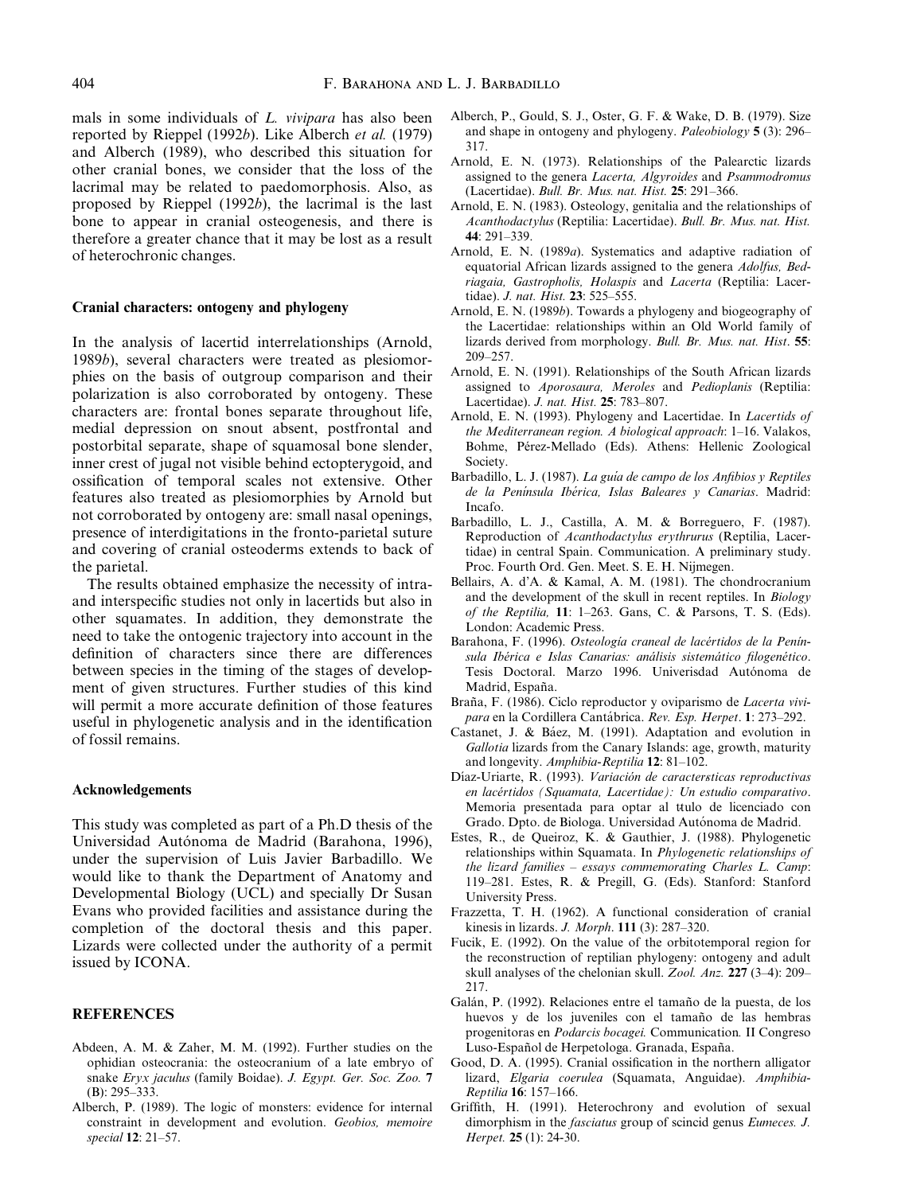mals in some individuals of *L. vivipara* has also been reported by Rieppel (1992*b*). Like Alberch *et al.* (1979) and Alberch (1989), who described this situation for other cranial bones, we consider that the loss of the lacrimal may be related to paedomorphosis. Also, as proposed by Rieppel (1992*b*), the lacrimal is the last bone to appear in cranial osteogenesis, and there is therefore a greater chance that it may be lost as a result of heterochronic changes.

### Cranial characters: ontogeny and phylogeny

In the analysis of lacertid interrelationships (Arnold, 1989*b*), several characters were treated as plesiomorphies on the basis of outgroup comparison and their polarization is also corroborated by ontogeny. These characters are: frontal bones separate throughout life, medial depression on snout absent, postfrontal and postorbital separate, shape of squamosal bone slender, inner crest of jugal not visible behind ectopterygoid, and ossification of temporal scales not extensive. Other features also treated as plesiomorphies by Arnold but not corroborated by ontogeny are: small nasal openings, presence of interdigitations in the fronto-parietal suture and covering of cranial osteoderms extends to back of the parietal.

The results obtained emphasize the necessity of intra- and interspecific studies not only in lacertids but also in other squamates. In addition, they demonstrate the need to take the ontogenic trajectory into account in the definition of characters since there are differences between species in the timing of the stages of development of given structures. Further studies of this kind will permit a more accurate definition of those features useful in phylogenetic analysis and in the identification of fossil remains.

### Acknowledgements

This study was completed as part of a Ph.D thesis of the Universidad Autónoma de Madrid (Barahona, 1996), under the supervision of Luis Javier Barbadillo. We would like to thank the Department of Anatomy and Developmental Biology (UCL) and specially Dr Susan Evans who provided facilities and assistance during the completion of the doctoral thesis and this paper. Lizards were collected under the authority of a permit issued by ICONA.

## REFERENCES

Abdeen, A. M. & Zaher, M. M. (1992). Further studies on the ophidian osteocrania: the osteocranium of a late embryo of snake *Eryx jaculus* (family Boidae). *J. Egypt. Ger. Soc. Zoo.* **7** (B): 295–333.

Alberch, P. (1989). The logic of monsters: evidence for internal constraint in development and evolution. *Geobios, memoire special* **12**: 21–57.

Alberch, P., Gould, S. J., Oster, G. F. & Wake, D. B. (1979). Size and shape in ontogeny and phylogeny. *Paleobiology* **5** (3): 296–317.

Arnold, E. N. (1973). Relationships of the Palearctic lizards assigned to the genera *Lacerta, Algyroides* and *Psammodromus* (Lacertidae). *Bull. Br. Mus. nat. Hist.* **25**: 291–366.

Arnold, E. N. (1983). Osteology, genitalia and the relationships of *Acanthodactylus* (Reptilia: Lacertidae). *Bull. Br. Mus. nat. Hist.* **44**: 291–339.

Arnold, E. N. (1989*a*). Systematics and adaptive radiation of equatorial African lizards assigned to the genera *Adolfus, Bedriagaia, Gastropholis, Holaspis* and *Lacerta* (Reptilia: Lacertidae). *J. nat. Hist.* **23**: 525–555.

Arnold, E. N. (1989*b*). Towards a phylogeny and biogeography of the Lacertidae: relationships within an Old World family of lizards derived from morphology. *Bull. Br. Mus. nat. Hist*. **55**: 209–257.

Arnold, E. N. (1991). Relationships of the South African lizards assigned to *Aporosaura, Meroles* and *Pedioplanis* (Reptilia: Lacertidae). *J. nat. Hist.* **25**: 783–807.

Arnold, E. N. (1993). Phylogeny and Lacertidae. In *Lacertids of the Mediterranean region. A biological approach*: 1–16. Valakos, Bohme, Pérez-Mellado (Eds). Athens: Hellenic Zoological Society.

Barbadillo, L. J. (1987). *La guía de campo de los Anfibios y Reptiles de la Península Ibérica, Islas Baleares y Canarias*. Madrid: Incafo.

Barbadillo, L. J., Castilla, A. M. & Borreguero, F. (1987). Reproduction of *Acanthodactylus erythrurus* (Reptilia, Lacertidae) in central Spain. Communication. A preliminary study. Proc. Fourth Ord. Gen. Meet. S. E. H. Nijmegen.

Bellairs, A. d'A. & Kamal, A. M. (1981). The chondrocranium and the development of the skull in recent reptiles. In *Biology of the Reptilia,* **11**: 1–263. Gans, C. & Parsons, T. S. (Eds). London: Academic Press.

Barahona, F. (1996). *Osteología craneal de lacértidos de la Península Ibérica e Islas Canarias: análisis sistemático filogenético*. Tesis Doctoral. Marzo 1996. Univerisdad Autónoma de Madrid, España.

Braña, F. (1986). Ciclo reproductor y oviparismo de *Lacerta vivipara* en la Cordillera Cantábrica. *Rev. Esp. Herpet*. **1**: 273–292.

Castanet, J. & Báez, M. (1991). Adaptation and evolution in *Gallotia* lizards from the Canary Islands: age, growth, maturity and longevity. *Amphibia-Reptilia* **12**: 81–102.

Díaz-Uriarte, R. (1993). *Variación de caractersticas reproductivas en lacértidos (Squamata, Lacertidae): Un estudio comparativo*. Memoria presentada para optar al ttulo de licenciado con Grado. Dpto. de Biologa. Universidad Autónoma de Madrid.

Estes, R., de Queiroz, K. & Gauthier, J. (1988). Phylogenetic relationships within Squamata. In *Phylogenetic relationships of the lizard families – essays commemorating Charles L. Camp*: 119–281. Estes, R. & Pregill, G. (Eds). Stanford: Stanford University Press.

Frazzetta, T. H. (1962). A functional consideration of cranial kinesis in lizards. *J. Morph*. **111** (3): 287–320.

Fucik, E. (1992). On the value of the orbitotemporal region for the reconstruction of reptilian phylogeny: ontogeny and adult skull analyses of the chelonian skull. *Zool. Anz.* **227** (3–4): 209–217.

Galán, P. (1992). Relaciones entre el tamaño de la puesta, de los huevos y de los juveniles con el tamaño de las hembras progenitoras en *Podarcis bocagei.* Communication*.* II Congreso Luso-Español de Herpetologa. Granada, España.

Good, D. A. (1995). Cranial ossification in the northern alligator lizard, *Elgaria coerulea* (Squamata, Anguidae). *Amphibia-Reptilia* **16**: 157–166.

Griffith, H. (1991). Heterochrony and evolution of sexual dimorphism in the *fasciatus* group of scincid genus *Eumeces. J. Herpet.* **25** (1): 24-30.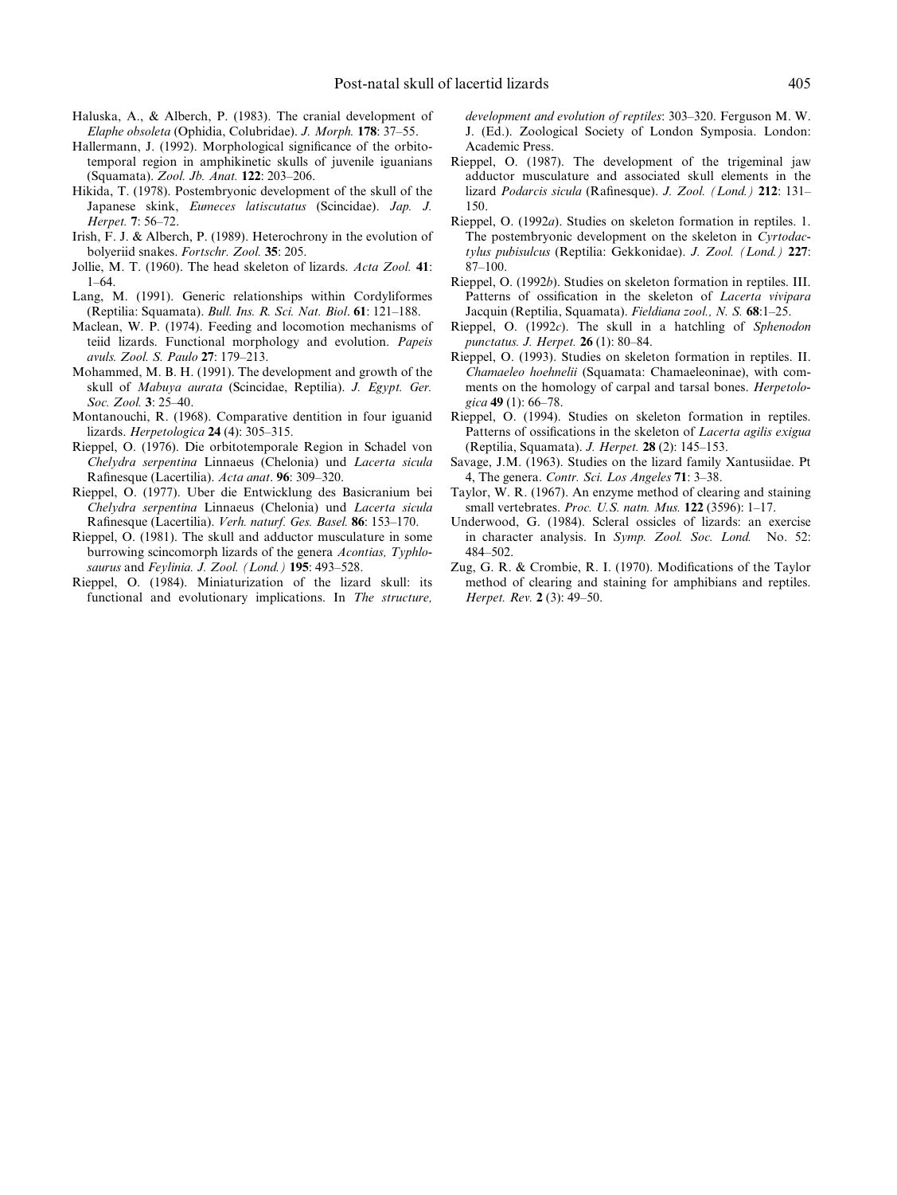Haluska, A., & Alberch, P. (1983). The cranial development of *Elaphe obsoleta* (Ophidia, Colubridae). *J. Morph.* **178**: 37–55.

Hallermann, J. (1992). Morphological significance of the orbitotemporal region in amphikinetic skulls of juvenile iguanians (Squamata). *Zool. Jb. Anat.* **122**: 203–206.

Hikida, T. (1978). Postembryonic development of the skull of the Japanese skink, *Eumeces latiscutatus* (Scincidae). *Jap. J. Herpet.* **7**: 56–72.

Irish, F. J. & Alberch, P. (1989). Heterochrony in the evolution of bolyeriid snakes. *Fortschr. Zool.* **35**: 205.

Jollie, M. T. (1960). The head skeleton of lizards. *Acta Zool.* **41**: 1–64.

Lang, M. (1991). Generic relationships within Cordyliformes (Reptilia: Squamata). *Bull. Ins. R. Sci. Nat. Biol*. **61**: 121–188.

Maclean, W. P. (1974). Feeding and locomotion mechanisms of teiid lizards. Functional morphology and evolution. *Papeis avuls. Zool. S. Paulo* **27**: 179–213.

Mohammed, M. B. H. (1991). The development and growth of the skull of *Mabuya aurata* (Scincidae, Reptilia). *J. Egypt. Ger. Soc. Zool.* **3**: 25–40.

Montanouchi, R. (1968). Comparative dentition in four iguanid lizards. *Herpetologica* **24** (4): 305–315.

Rieppel, O. (1976). Die orbitotemporale Region in Schadel von *Chelydra serpentina* Linnaeus (Chelonia) und *Lacerta sicula* Rafinesque (Lacertilia). *Acta anat*. **96**: 309–320.

Rieppel, O. (1977). Uber die Entwicklung des Basicranium bei *Chelydra serpentina* Linnaeus (Chelonia) und *Lacerta sicula* Rafinesque (Lacertilia). *Verh. naturf. Ges. Basel.* **86**: 153–170.

Rieppel, O. (1981). The skull and adductor musculature in some burrowing scincomorph lizards of the genera *Acontias, Typhlosaurus* and *Feylinia. J. Zool. (Lond.)* **195**: 493–528.

Rieppel, O. (1984). Miniaturization of the lizard skull: its functional and evolutionary implications. In *The structure, development and evolution of reptiles*: 303–320. Ferguson M. W. J. (Ed.). Zoological Society of London Symposia. London: Academic Press.

Rieppel, O. (1987). The development of the trigeminal jaw adductor musculature and associated skull elements in the lizard *Podarcis sicula* (Rafinesque). *J. Zool. (Lond.)* **212**: 131–150.

Rieppel, O. (1992*a*). Studies on skeleton formation in reptiles. 1. The postembryonic development on the skeleton in *Cyrtodactylus pubisulcus* (Reptilia: Gekkonidae). *J. Zool. (Lond.)* **227**: 87–100.

Rieppel, O. (1992*b*). Studies on skeleton formation in reptiles. III. Patterns of ossification in the skeleton of *Lacerta vivipara* Jacquin (Reptilia, Squamata). *Fieldiana zool., N. S.* **68**:1–25.

Rieppel, O. (1992*c*). The skull in a hatchling of *Sphenodon punctatus. J. Herpet.* **26** (1): 80–84.

Rieppel, O. (1993). Studies on skeleton formation in reptiles. II. *Chamaeleo hoehnelii* (Squamata: Chamaeleoninae), with comments on the homology of carpal and tarsal bones. *Herpetologica* **49** (1): 66–78.

Rieppel, O. (1994). Studies on skeleton formation in reptiles. Patterns of ossifications in the skeleton of *Lacerta agilis exigua* (Reptilia, Squamata). *J. Herpet.* **28** (2): 145–153.

Savage, J.M. (1963). Studies on the lizard family Xantusiidae. Pt 4, The genera. *Contr. Sci. Los Angeles* **71**: 3–38.

Taylor, W. R. (1967). An enzyme method of clearing and staining small vertebrates. *Proc. U.S. natn. Mus.* **122** (3596): 1–17.

Underwood, G. (1984). Scleral ossicles of lizards: an exercise in character analysis. In *Symp. Zool. Soc. Lond.* No. 52: 484–502.

Zug, G. R. & Crombie, R. I. (1970). Modifications of the Taylor method of clearing and staining for amphibians and reptiles. *Herpet. Rev.* **2** (3): 49–50.